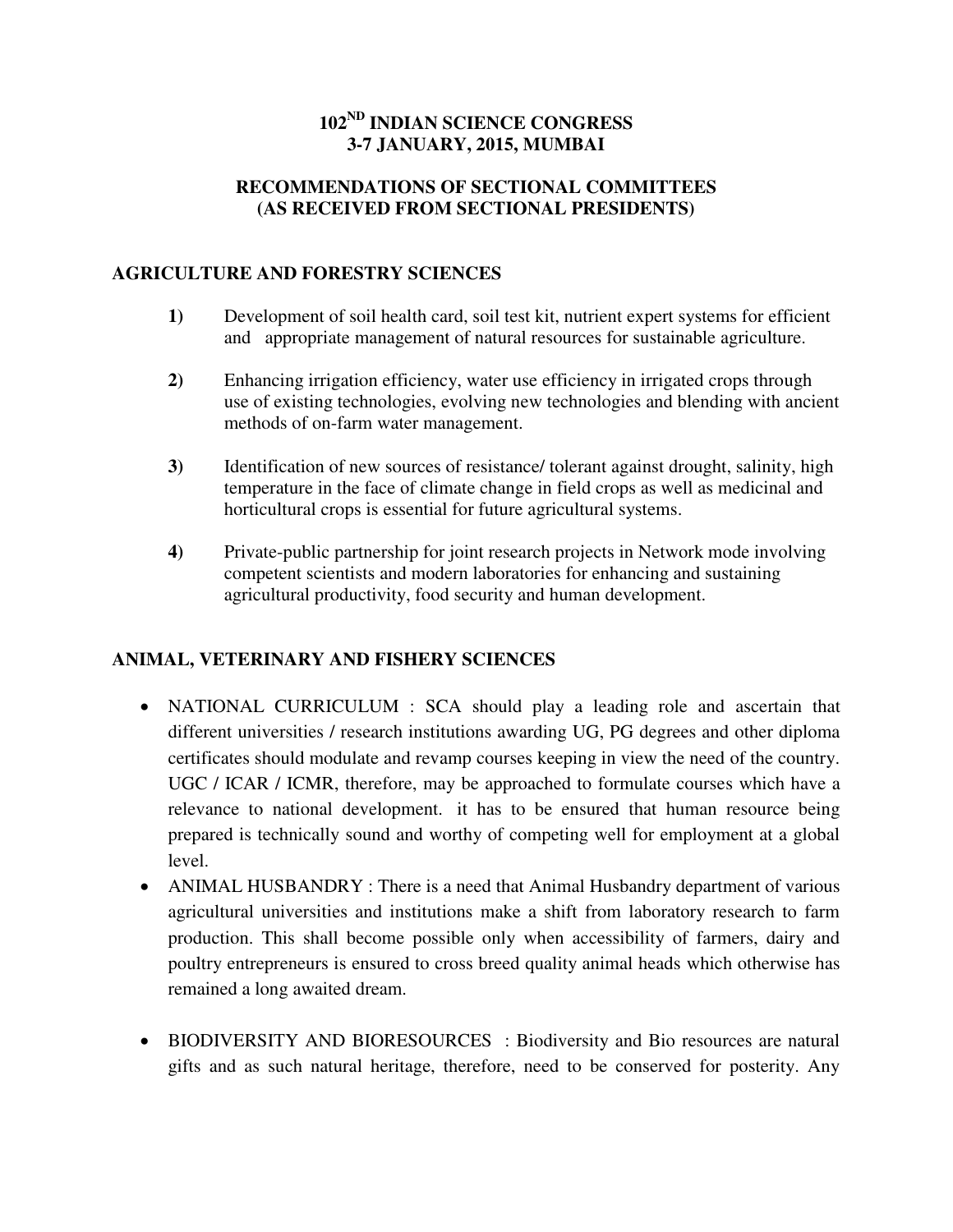# 102ND INDIAN SCIENCE CONGRESS
# 3-7 JANUARY, 2015, MUMBAI

## RECOMMENDATIONS OF SECTIONAL COMMITTEES
## (AS RECEIVED FROM SECTIONAL PRESIDENTS)

### AGRICULTURE AND FORESTRY SCIENCES

**1)** Development of soil health card, soil test kit, nutrient expert systems for efficient and appropriate management of natural resources for sustainable agriculture.

**2)** Enhancing irrigation efficiency, water use efficiency in irrigated crops through use of existing technologies, evolving new technologies and blending with ancient methods of on-farm water management.

**3)** Identification of new sources of resistance/ tolerant against drought, salinity, high temperature in the face of climate change in field crops as well as medicinal and horticultural crops is essential for future agricultural systems.

**4)** Private-public partnership for joint research projects in Network mode involving competent scientists and modern laboratories for enhancing and sustaining agricultural productivity, food security and human development.

### ANIMAL, VETERINARY AND FISHERY SCIENCES

- NATIONAL CURRICULUM : SCA should play a leading role and ascertain that different universities / research institutions awarding UG, PG degrees and other diploma certificates should modulate and revamp courses keeping in view the need of the country. UGC / ICAR / ICMR, therefore, may be approached to formulate courses which have a relevance to national development. it has to be ensured that human resource being prepared is technically sound and worthy of competing well for employment at a global level.
- ANIMAL HUSBANDRY : There is a need that Animal Husbandry department of various agricultural universities and institutions make a shift from laboratory research to farm production. This shall become possible only when accessibility of farmers, dairy and poultry entrepreneurs is ensured to cross breed quality animal heads which otherwise has remained a long awaited dream.
- BIODIVERSITY AND BIORESOURCES : Biodiversity and Bio resources are natural gifts and as such natural heritage, therefore, need to be conserved for posterity. Any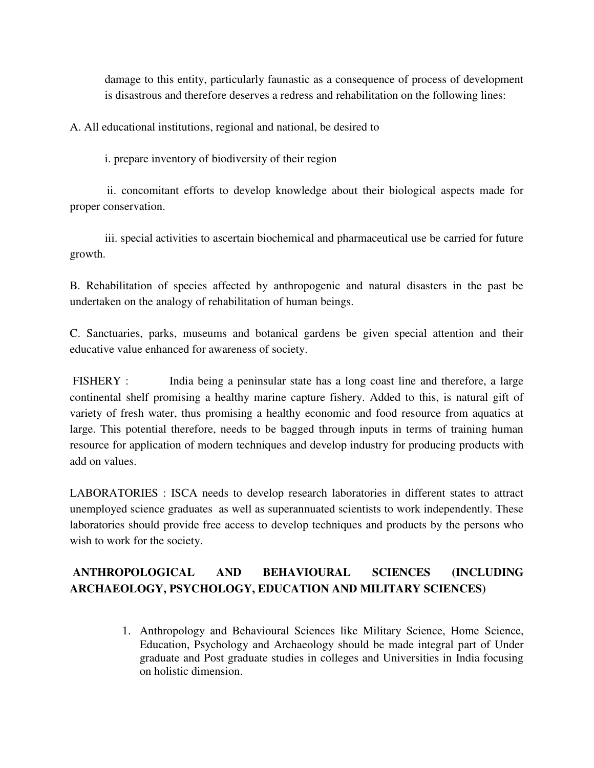damage to this entity, particularly faunastic as a consequence of process of development is disastrous and therefore deserves a redress and rehabilitation on the following lines:

A. All educational institutions, regional and national, be desired to

i. prepare inventory of biodiversity of their region

ii. concomitant efforts to develop knowledge about their biological aspects made for proper conservation.

iii. special activities to ascertain biochemical and pharmaceutical use be carried for future growth.

B. Rehabilitation of species affected by anthropogenic and natural disasters in the past be undertaken on the analogy of rehabilitation of human beings.

C. Sanctuaries, parks, museums and botanical gardens be given special attention and their educative value enhanced for awareness of society.

FISHERY : India being a peninsular state has a long coast line and therefore, a large continental shelf promising a healthy marine capture fishery. Added to this, is natural gift of variety of fresh water, thus promising a healthy economic and food resource from aquatics at large. This potential therefore, needs to be bagged through inputs in terms of training human resource for application of modern techniques and develop industry for producing products with add on values.

LABORATORIES : ISCA needs to develop research laboratories in different states to attract unemployed science graduates as well as superannuated scientists to work independently. These laboratories should provide free access to develop techniques and products by the persons who wish to work for the society.

## ANTHROPOLOGICAL AND BEHAVIOURAL SCIENCES (INCLUDING ARCHAEOLOGY, PSYCHOLOGY, EDUCATION AND MILITARY SCIENCES)

1. Anthropology and Behavioural Sciences like Military Science, Home Science, Education, Psychology and Archaeology should be made integral part of Under graduate and Post graduate studies in colleges and Universities in India focusing on holistic dimension.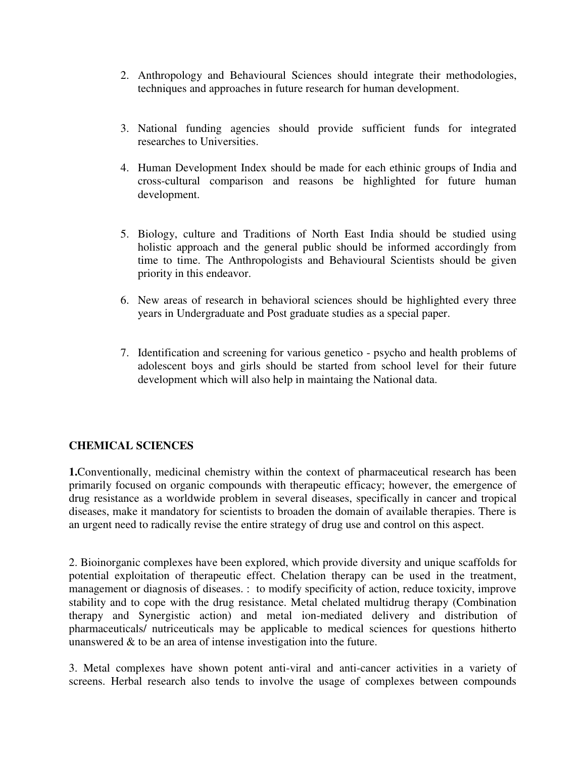2. Anthropology and Behavioural Sciences should integrate their methodologies, techniques and approaches in future research for human development.

3. National funding agencies should provide sufficient funds for integrated researches to Universities.

4. Human Development Index should be made for each ethinic groups of India and cross-cultural comparison and reasons be highlighted for future human development.

5. Biology, culture and Traditions of North East India should be studied using holistic approach and the general public should be informed accordingly from time to time. The Anthropologists and Behavioural Scientists should be given priority in this endeavor.

6. New areas of research in behavioral sciences should be highlighted every three years in Undergraduate and Post graduate studies as a special paper.

7. Identification and screening for various genetico - psycho and health problems of adolescent boys and girls should be started from school level for their future development which will also help in maintaing the National data.

**CHEMICAL SCIENCES**

**1.**Conventionally, medicinal chemistry within the context of pharmaceutical research has been primarily focused on organic compounds with therapeutic efficacy; however, the emergence of drug resistance as a worldwide problem in several diseases, specifically in cancer and tropical diseases, make it mandatory for scientists to broaden the domain of available therapies. There is an urgent need to radically revise the entire strategy of drug use and control on this aspect.

2. Bioinorganic complexes have been explored, which provide diversity and unique scaffolds for potential exploitation of therapeutic effect. Chelation therapy can be used in the treatment, management or diagnosis of diseases. : to modify specificity of action, reduce toxicity, improve stability and to cope with the drug resistance. Metal chelated multidrug therapy (Combination therapy and Synergistic action) and metal ion-mediated delivery and distribution of pharmaceuticals/ nutriceuticals may be applicable to medical sciences for questions hitherto unanswered & to be an area of intense investigation into the future.

3. Metal complexes have shown potent anti-viral and anti-cancer activities in a variety of screens. Herbal research also tends to involve the usage of complexes between compounds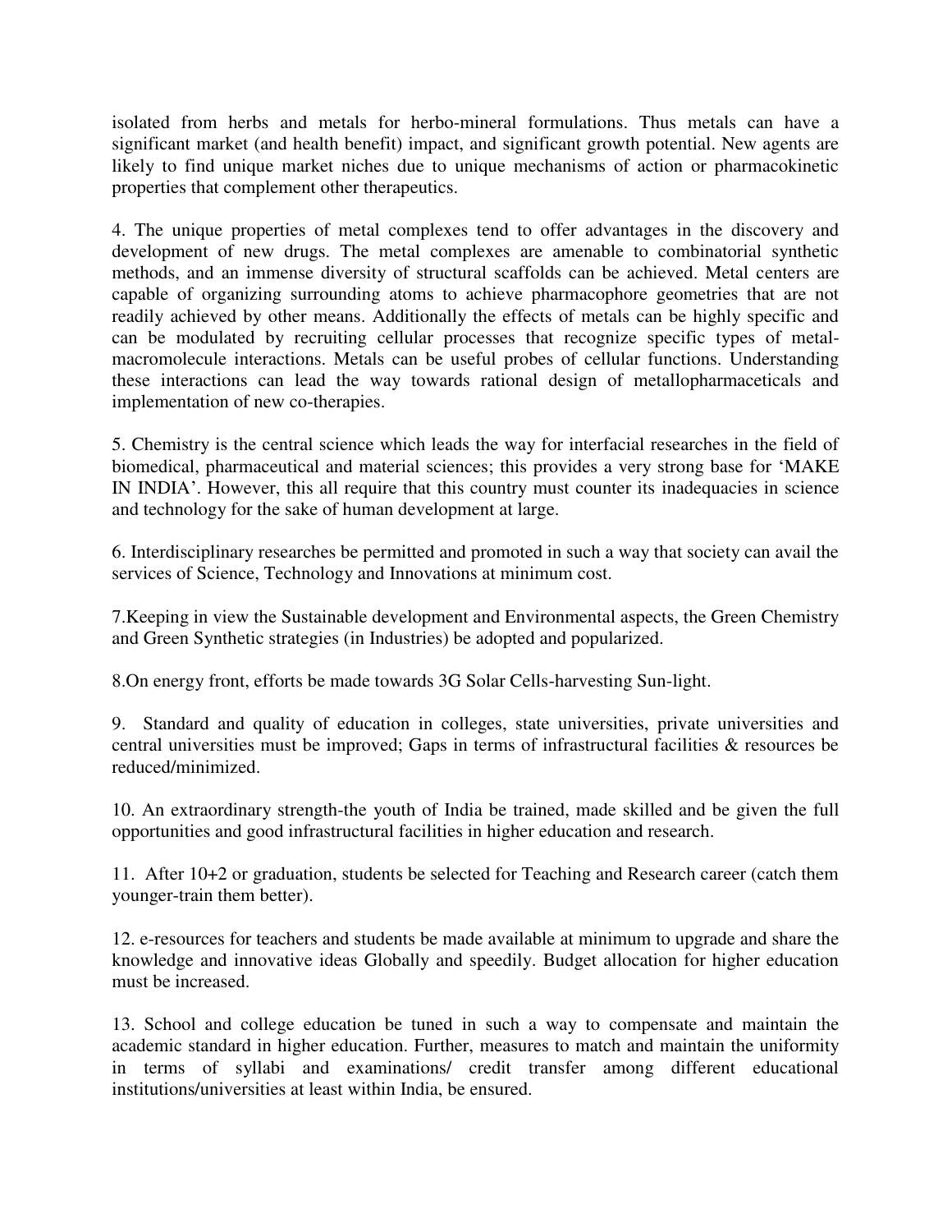isolated from herbs and metals for herbo-mineral formulations. Thus metals can have a significant market (and health benefit) impact, and significant growth potential. New agents are likely to find unique market niches due to unique mechanisms of action or pharmacokinetic properties that complement other therapeutics.

4. The unique properties of metal complexes tend to offer advantages in the discovery and development of new drugs. The metal complexes are amenable to combinatorial synthetic methods, and an immense diversity of structural scaffolds can be achieved. Metal centers are capable of organizing surrounding atoms to achieve pharmacophore geometries that are not readily achieved by other means. Additionally the effects of metals can be highly specific and can be modulated by recruiting cellular processes that recognize specific types of metal-macromolecule interactions. Metals can be useful probes of cellular functions. Understanding these interactions can lead the way towards rational design of metallopharmaceticals and implementation of new co-therapies.

5. Chemistry is the central science which leads the way for interfacial researches in the field of biomedical, pharmaceutical and material sciences; this provides a very strong base for 'MAKE IN INDIA'. However, this all require that this country must counter its inadequacies in science and technology for the sake of human development at large.

6. Interdisciplinary researches be permitted and promoted in such a way that society can avail the services of Science, Technology and Innovations at minimum cost.

7.Keeping in view the Sustainable development and Environmental aspects, the Green Chemistry and Green Synthetic strategies (in Industries) be adopted and popularized.

8.On energy front, efforts be made towards 3G Solar Cells-harvesting Sun-light.

9. Standard and quality of education in colleges, state universities, private universities and central universities must be improved; Gaps in terms of infrastructural facilities & resources be reduced/minimized.

10. An extraordinary strength-the youth of India be trained, made skilled and be given the full opportunities and good infrastructural facilities in higher education and research.

11. After 10+2 or graduation, students be selected for Teaching and Research career (catch them younger-train them better).

12. e-resources for teachers and students be made available at minimum to upgrade and share the knowledge and innovative ideas Globally and speedily. Budget allocation for higher education must be increased.

13. School and college education be tuned in such a way to compensate and maintain the academic standard in higher education. Further, measures to match and maintain the uniformity in terms of syllabi and examinations/ credit transfer among different educational institutions/universities at least within India, be ensured.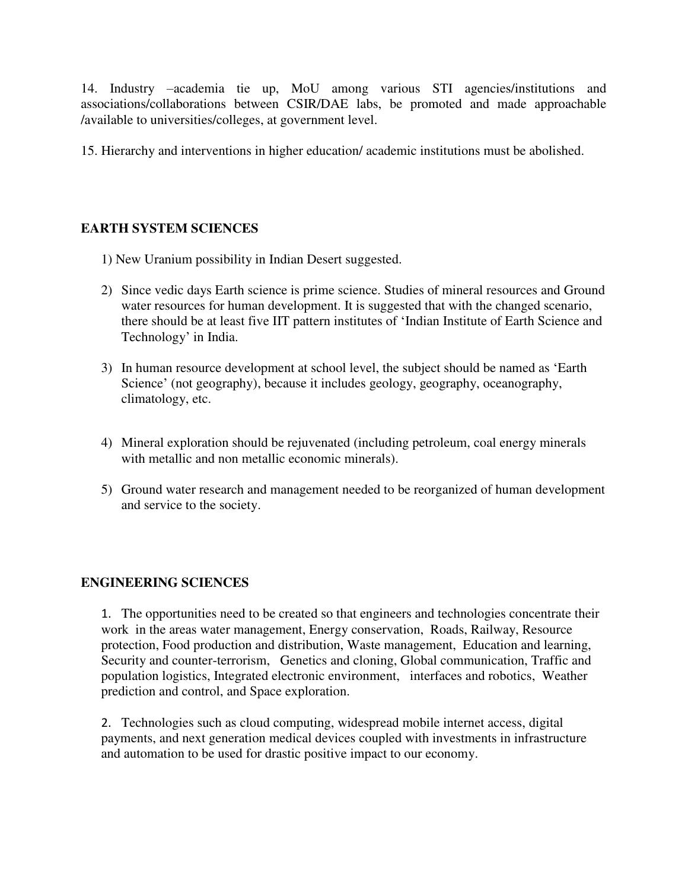14. Industry –academia tie up, MoU among various STI agencies/institutions and associations/collaborations between CSIR/DAE labs, be promoted and made approachable /available to universities/colleges, at government level.

15. Hierarchy and interventions in higher education/ academic institutions must be abolished.

## EARTH SYSTEM SCIENCES

1) New Uranium possibility in Indian Desert suggested.

2) Since vedic days Earth science is prime science. Studies of mineral resources and Ground water resources for human development. It is suggested that with the changed scenario, there should be at least five IIT pattern institutes of 'Indian Institute of Earth Science and Technology' in India.

3) In human resource development at school level, the subject should be named as 'Earth Science' (not geography), because it includes geology, geography, oceanography, climatology, etc.

4) Mineral exploration should be rejuvenated (including petroleum, coal energy minerals with metallic and non metallic economic minerals).

5) Ground water research and management needed to be reorganized of human development and service to the society.

## ENGINEERING SCIENCES

1. The opportunities need to be created so that engineers and technologies concentrate their work in the areas water management, Energy conservation, Roads, Railway, Resource protection, Food production and distribution, Waste management, Education and learning, Security and counter-terrorism, Genetics and cloning, Global communication, Traffic and population logistics, Integrated electronic environment, interfaces and robotics, Weather prediction and control, and Space exploration.

2. Technologies such as cloud computing, widespread mobile internet access, digital payments, and next generation medical devices coupled with investments in infrastructure and automation to be used for drastic positive impact to our economy.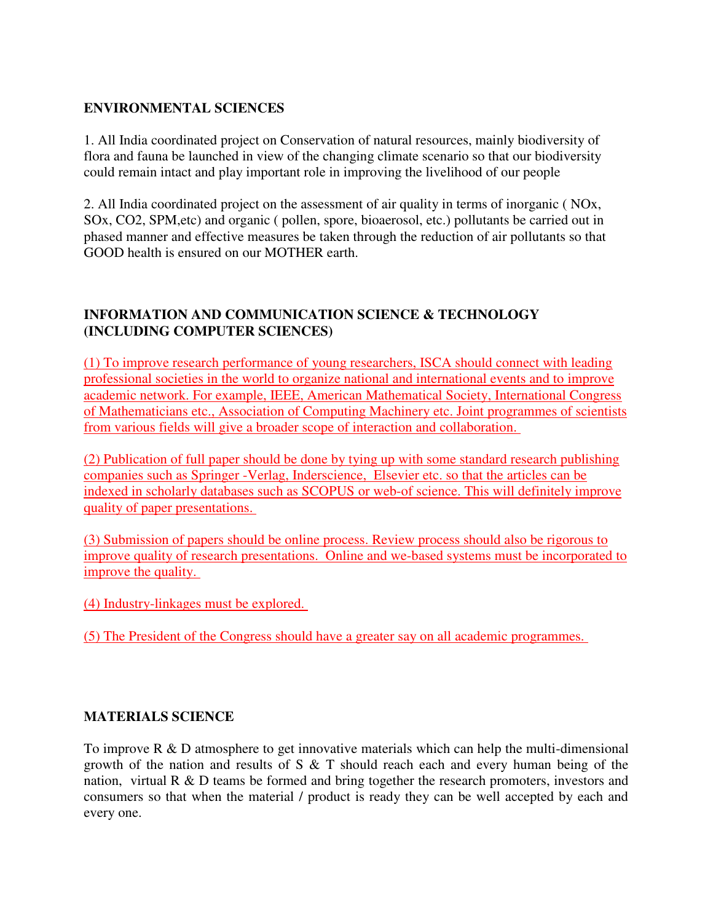## ENVIRONMENTAL SCIENCES

1. All India coordinated project on Conservation of natural resources, mainly biodiversity of flora and fauna be launched in view of the changing climate scenario so that our biodiversity could remain intact and play important role in improving the livelihood of our people

2. All India coordinated project on the assessment of air quality in terms of inorganic ( NOx, SOx, $CO_2$, SPM,etc) and organic ( pollen, spore, bioaerosol, etc.) pollutants be carried out in phased manner and effective measures be taken through the reduction of air pollutants so that GOOD health is ensured on our MOTHER earth.

## INFORMATION AND COMMUNICATION SCIENCE & TECHNOLOGY (INCLUDING COMPUTER SCIENCES)

(1) To improve research performance of young researchers, ISCA should connect with leading professional societies in the world to organize national and international events and to improve academic network. For example, IEEE, American Mathematical Society, International Congress of Mathematicians etc., Association of Computing Machinery etc. Joint programmes of scientists from various fields will give a broader scope of interaction and collaboration.

(2) Publication of full paper should be done by tying up with some standard research publishing companies such as Springer -Verlag, Inderscience, Elsevier etc. so that the articles can be indexed in scholarly databases such as SCOPUS or web-of science. This will definitely improve quality of paper presentations.

(3) Submission of papers should be online process. Review process should also be rigorous to improve quality of research presentations. Online and we-based systems must be incorporated to improve the quality.

(4) Industry-linkages must be explored.

(5) The President of the Congress should have a greater say on all academic programmes.

## MATERIALS SCIENCE

To improve R & D atmosphere to get innovative materials which can help the multi-dimensional growth of the nation and results of S & T should reach each and every human being of the nation, virtual R & D teams be formed and bring together the research promoters, investors and consumers so that when the material / product is ready they can be well accepted by each and every one.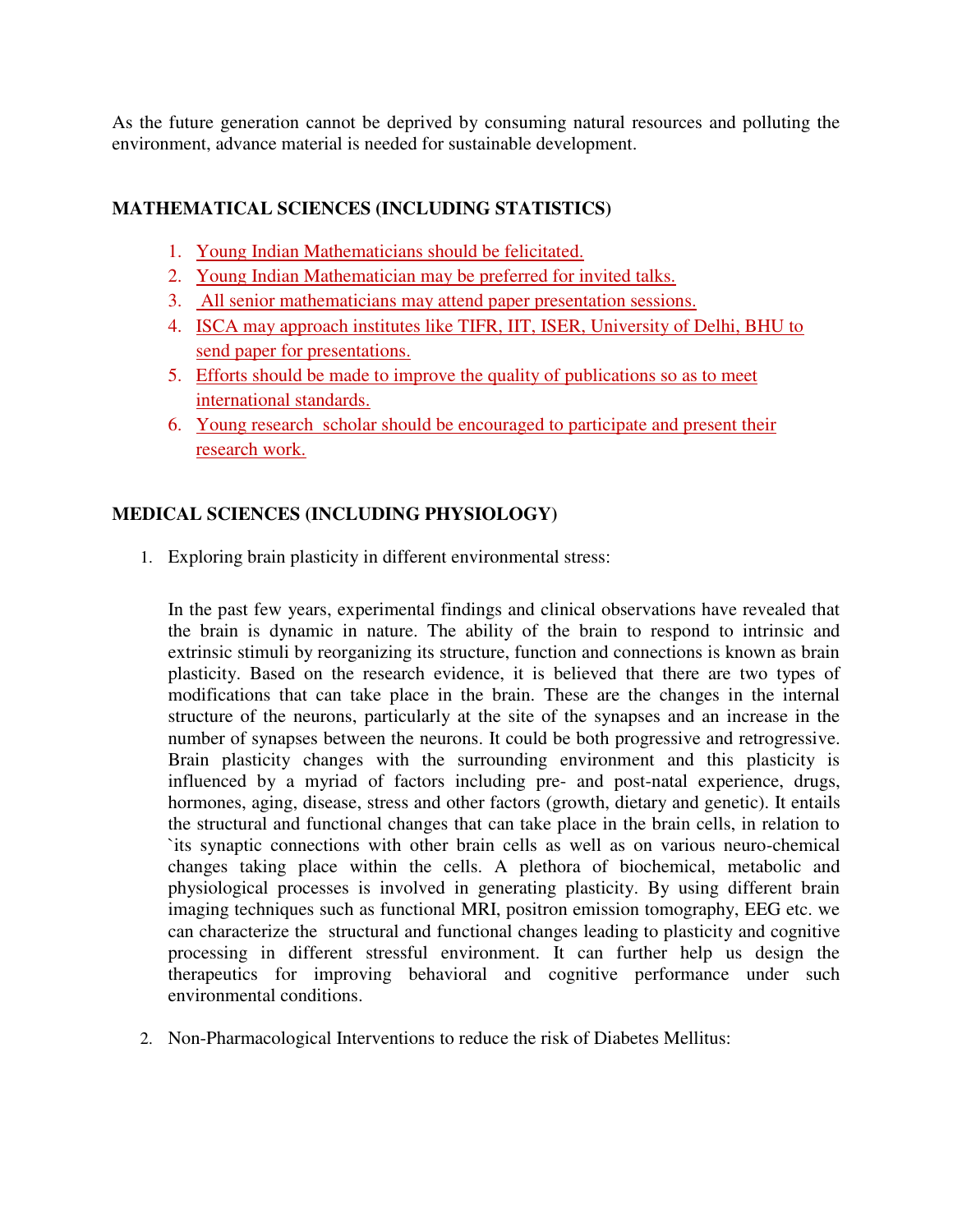As the future generation cannot be deprived by consuming natural resources and polluting the environment, advance material is needed for sustainable development.

## MATHEMATICAL SCIENCES (INCLUDING STATISTICS)

1. Young Indian Mathematicians should be felicitated.
2. Young Indian Mathematician may be preferred for invited talks.
3. All senior mathematicians may attend paper presentation sessions.
4. ISCA may approach institutes like TIFR, IIT, ISER, University of Delhi, BHU to send paper for presentations.
5. Efforts should be made to improve the quality of publications so as to meet international standards.
6. Young research scholar should be encouraged to participate and present their research work.

## MEDICAL SCIENCES (INCLUDING PHYSIOLOGY)

1. Exploring brain plasticity in different environmental stress:

   In the past few years, experimental findings and clinical observations have revealed that the brain is dynamic in nature. The ability of the brain to respond to intrinsic and extrinsic stimuli by reorganizing its structure, function and connections is known as brain plasticity. Based on the research evidence, it is believed that there are two types of modifications that can take place in the brain. These are the changes in the internal structure of the neurons, particularly at the site of the synapses and an increase in the number of synapses between the neurons. It could be both progressive and retrogressive. Brain plasticity changes with the surrounding environment and this plasticity is influenced by a myriad of factors including pre- and post-natal experience, drugs, hormones, aging, disease, stress and other factors (growth, dietary and genetic). It entails the structural and functional changes that can take place in the brain cells, in relation to `its synaptic connections with other brain cells as well as on various neuro-chemical changes taking place within the cells. A plethora of biochemical, metabolic and physiological processes is involved in generating plasticity. By using different brain imaging techniques such as functional MRI, positron emission tomography, EEG etc. we can characterize the structural and functional changes leading to plasticity and cognitive processing in different stressful environment. It can further help us design the therapeutics for improving behavioral and cognitive performance under such environmental conditions.

2. Non-Pharmacological Interventions to reduce the risk of Diabetes Mellitus: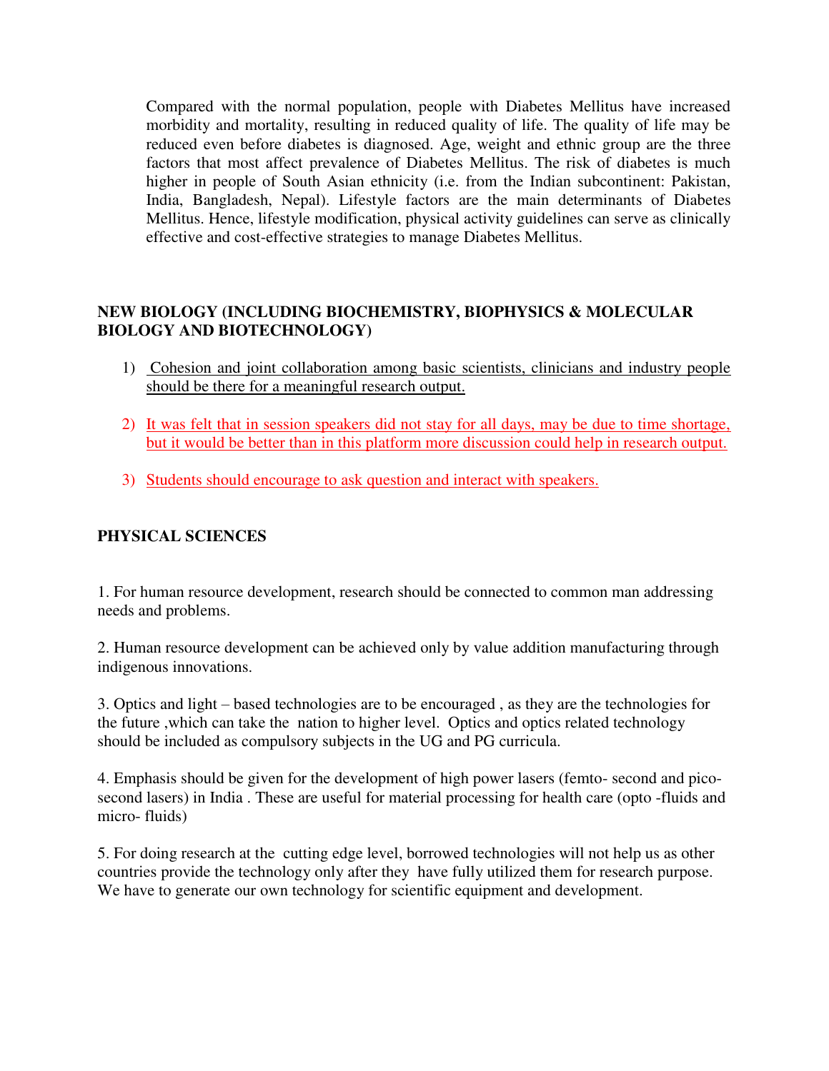Compared with the normal population, people with Diabetes Mellitus have increased morbidity and mortality, resulting in reduced quality of life. The quality of life may be reduced even before diabetes is diagnosed. Age, weight and ethnic group are the three factors that most affect prevalence of Diabetes Mellitus. The risk of diabetes is much higher in people of South Asian ethnicity (i.e. from the Indian subcontinent: Pakistan, India, Bangladesh, Nepal). Lifestyle factors are the main determinants of Diabetes Mellitus. Hence, lifestyle modification, physical activity guidelines can serve as clinically effective and cost-effective strategies to manage Diabetes Mellitus.

**NEW BIOLOGY (INCLUDING BIOCHEMISTRY, BIOPHYSICS & MOLECULAR BIOLOGY AND BIOTECHNOLOGY)**

1) Cohesion and joint collaboration among basic scientists, clinicians and industry people should be there for a meaningful research output.

2) It was felt that in session speakers did not stay for all days, may be due to time shortage, but it would be better than in this platform more discussion could help in research output.

3) Students should encourage to ask question and interact with speakers.

**PHYSICAL SCIENCES**

1. For human resource development, research should be connected to common man addressing needs and problems.

2. Human resource development can be achieved only by value addition manufacturing through indigenous innovations.

3. Optics and light – based technologies are to be encouraged , as they are the technologies for the future ,which can take the nation to higher level. Optics and optics related technology should be included as compulsory subjects in the UG and PG curricula.

4. Emphasis should be given for the development of high power lasers (femto- second and pico-second lasers) in India . These are useful for material processing for health care (opto -fluids and micro- fluids)

5. For doing research at the cutting edge level, borrowed technologies will not help us as other countries provide the technology only after they have fully utilized them for research purpose. We have to generate our own technology for scientific equipment and development.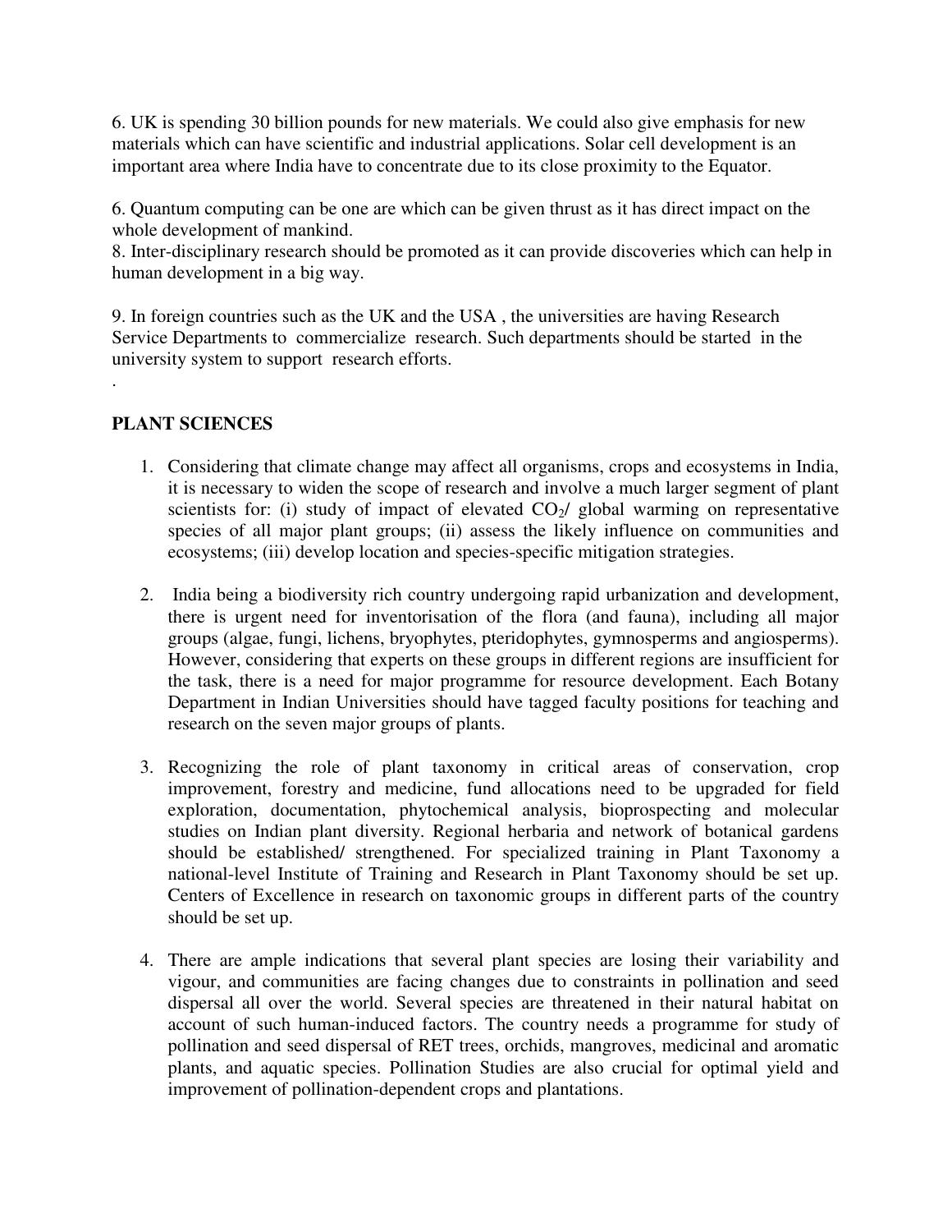6. UK is spending 30 billion pounds for new materials. We could also give emphasis for new materials which can have scientific and industrial applications. Solar cell development is an important area where India have to concentrate due to its close proximity to the Equator.

6. Quantum computing can be one are which can be given thrust as it has direct impact on the whole development of mankind.
8. Inter-disciplinary research should be promoted as it can provide discoveries which can help in human development in a big way.

9. In foreign countries such as the UK and the USA , the universities are having Research Service Departments to commercialize research. Such departments should be started in the university system to support research efforts.

.

**PLANT SCIENCES**

1. Considering that climate change may affect all organisms, crops and ecosystems in India, it is necessary to widen the scope of research and involve a much larger segment of plant scientists for: (i) study of impact of elevated $CO_2$/ global warming on representative species of all major plant groups; (ii) assess the likely influence on communities and ecosystems; (iii) develop location and species-specific mitigation strategies.

2. India being a biodiversity rich country undergoing rapid urbanization and development, there is urgent need for inventorisation of the flora (and fauna), including all major groups (algae, fungi, lichens, bryophytes, pteridophytes, gymnosperms and angiosperms). However, considering that experts on these groups in different regions are insufficient for the task, there is a need for major programme for resource development. Each Botany Department in Indian Universities should have tagged faculty positions for teaching and research on the seven major groups of plants.

3. Recognizing the role of plant taxonomy in critical areas of conservation, crop improvement, forestry and medicine, fund allocations need to be upgraded for field exploration, documentation, phytochemical analysis, bioprospecting and molecular studies on Indian plant diversity. Regional herbaria and network of botanical gardens should be established/ strengthened. For specialized training in Plant Taxonomy a national-level Institute of Training and Research in Plant Taxonomy should be set up. Centers of Excellence in research on taxonomic groups in different parts of the country should be set up.

4. There are ample indications that several plant species are losing their variability and vigour, and communities are facing changes due to constraints in pollination and seed dispersal all over the world. Several species are threatened in their natural habitat on account of such human-induced factors. The country needs a programme for study of pollination and seed dispersal of RET trees, orchids, mangroves, medicinal and aromatic plants, and aquatic species. Pollination Studies are also crucial for optimal yield and improvement of pollination-dependent crops and plantations.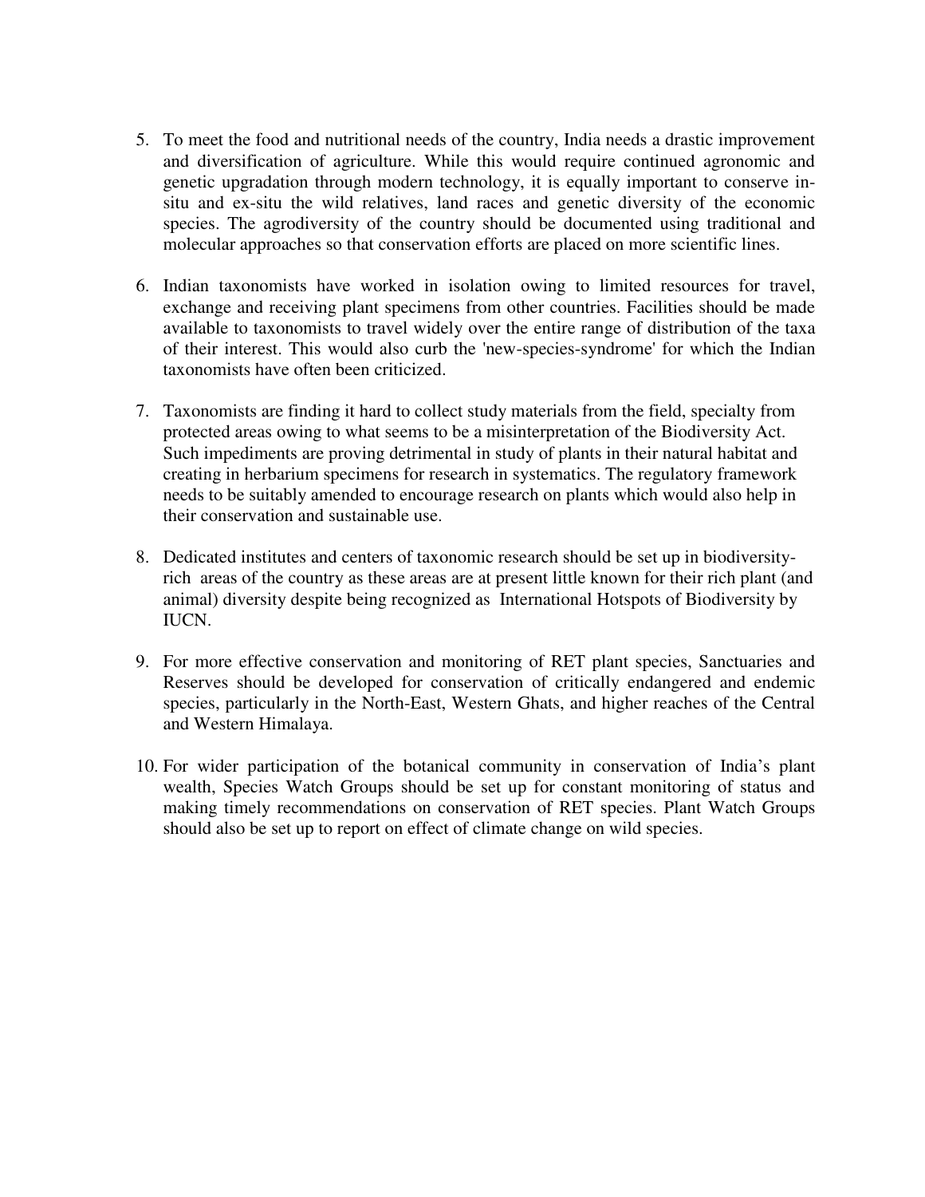5. To meet the food and nutritional needs of the country, India needs a drastic improvement and diversification of agriculture. While this would require continued agronomic and genetic upgradation through modern technology, it is equally important to conserve in-situ and ex-situ the wild relatives, land races and genetic diversity of the economic species. The agrodiversity of the country should be documented using traditional and molecular approaches so that conservation efforts are placed on more scientific lines.

6. Indian taxonomists have worked in isolation owing to limited resources for travel, exchange and receiving plant specimens from other countries. Facilities should be made available to taxonomists to travel widely over the entire range of distribution of the taxa of their interest. This would also curb the 'new-species-syndrome' for which the Indian taxonomists have often been criticized.

7. Taxonomists are finding it hard to collect study materials from the field, specialty from protected areas owing to what seems to be a misinterpretation of the Biodiversity Act. Such impediments are proving detrimental in study of plants in their natural habitat and creating in herbarium specimens for research in systematics. The regulatory framework needs to be suitably amended to encourage research on plants which would also help in their conservation and sustainable use.

8. Dedicated institutes and centers of taxonomic research should be set up in biodiversity-rich areas of the country as these areas are at present little known for their rich plant (and animal) diversity despite being recognized as International Hotspots of Biodiversity by IUCN.

9. For more effective conservation and monitoring of RET plant species, Sanctuaries and Reserves should be developed for conservation of critically endangered and endemic species, particularly in the North-East, Western Ghats, and higher reaches of the Central and Western Himalaya.

10. For wider participation of the botanical community in conservation of India's plant wealth, Species Watch Groups should be set up for constant monitoring of status and making timely recommendations on conservation of RET species. Plant Watch Groups should also be set up to report on effect of climate change on wild species.